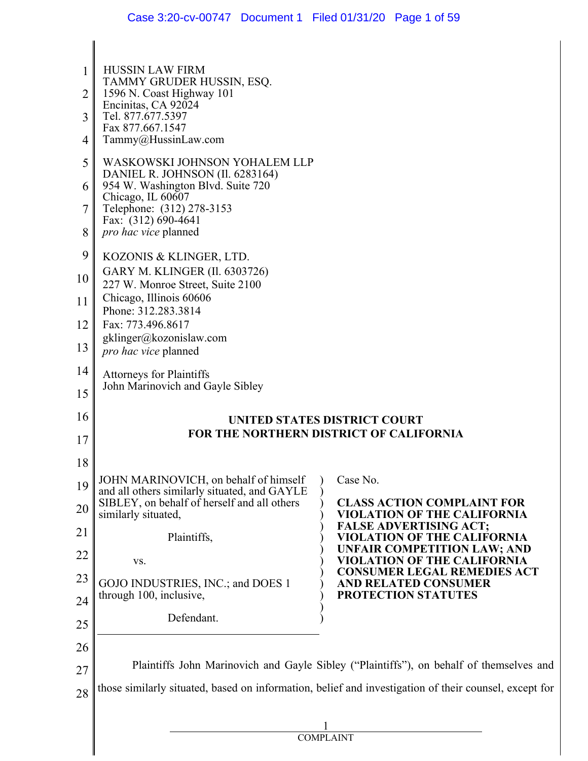HUSSIN LAW FIRM
TAMMY GRUDER HUSSIN, ESQ.
1596 N. Coast Highway 101
Encinitas, CA 92024
Tel. 877.677.5397
Fax 877.667.1547
Tammy@HussinLaw.com

WASKOWSKI JOHNSON YOHALEM LLP
DANIEL R. JOHNSON (Il. 6283164)
954 W. Washington Blvd. Suite 720
Chicago, IL 60607
Telephone: (312) 278-3153
Fax: (312) 690-4641
*pro hac vice* planned

KOZONIS & KLINGER, LTD.
GARY M. KLINGER (Il. 6303726)
227 W. Monroe Street, Suite 2100
Chicago, Illinois 60606
Phone: 312.283.3814
Fax: 773.496.8617
gklinger@kozonislaw.com
*pro hac vice* planned

Attorneys for Plaintiffs
John Marinovich and Gayle Sibley

**UNITED STATES DISTRICT COURT**
**FOR THE NORTHERN DISTRICT OF CALIFORNIA**

JOHN MARINOVICH, on behalf of himself and all others similarly situated, and GAYLE SIBLEY, on behalf of herself and all others similarly situated,

Plaintiffs,

vs.

GOJO INDUSTRIES, INC.; and DOES 1 through 100, inclusive,

Defendant.

Case No.

**CLASS ACTION COMPLAINT FOR VIOLATION OF THE CALIFORNIA FALSE ADVERTISING ACT; VIOLATION OF THE CALIFORNIA UNFAIR COMPETITION LAW; AND VIOLATION OF THE CALIFORNIA CONSUMER LEGAL REMEDIES ACT AND RELATED CONSUMER PROTECTION STATUTES**

Plaintiffs John Marinovich and Gayle Sibley ("Plaintiffs"), on behalf of themselves and those similarly situated, based on information, belief and investigation of their counsel, except for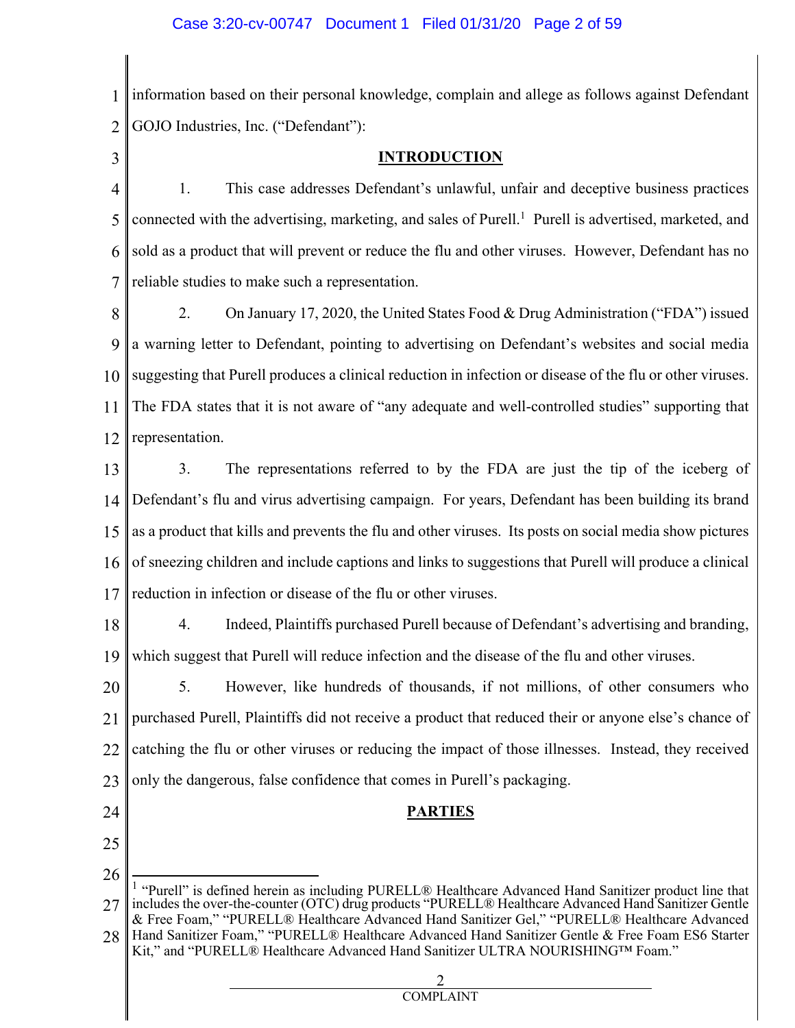information based on their personal knowledge, complain and allege as follows against Defendant GOJO Industries, Inc. ("Defendant"):

## INTRODUCTION

1. This case addresses Defendant's unlawful, unfair and deceptive business practices connected with the advertising, marketing, and sales of Purell.[1] Purell is advertised, marketed, and sold as a product that will prevent or reduce the flu and other viruses. However, Defendant has no reliable studies to make such a representation.

2. On January 17, 2020, the United States Food & Drug Administration ("FDA") issued a warning letter to Defendant, pointing to advertising on Defendant's websites and social media suggesting that Purell produces a clinical reduction in infection or disease of the flu or other viruses. The FDA states that it is not aware of "any adequate and well-controlled studies" supporting that representation.

3. The representations referred to by the FDA are just the tip of the iceberg of Defendant's flu and virus advertising campaign. For years, Defendant has been building its brand as a product that kills and prevents the flu and other viruses. Its posts on social media show pictures of sneezing children and include captions and links to suggestions that Purell will produce a clinical reduction in infection or disease of the flu or other viruses.

4. Indeed, Plaintiffs purchased Purell because of Defendant's advertising and branding, which suggest that Purell will reduce infection and the disease of the flu and other viruses.

5. However, like hundreds of thousands, if not millions, of other consumers who purchased Purell, Plaintiffs did not receive a product that reduced their or anyone else's chance of catching the flu or other viruses or reducing the impact of those illnesses. Instead, they received only the dangerous, false confidence that comes in Purell's packaging.

## PARTIES

---

[1] "Purell" is defined herein as including PURELL® Healthcare Advanced Hand Sanitizer product line that includes the over-the-counter (OTC) drug products "PURELL® Healthcare Advanced Hand Sanitizer Gentle & Free Foam," "PURELL® Healthcare Advanced Hand Sanitizer Gel," "PURELL® Healthcare Advanced Hand Sanitizer Foam," "PURELL® Healthcare Advanced Hand Sanitizer Gentle & Free Foam ES6 Starter Kit," and "PURELL® Healthcare Advanced Hand Sanitizer ULTRA NOURISHING™ Foam."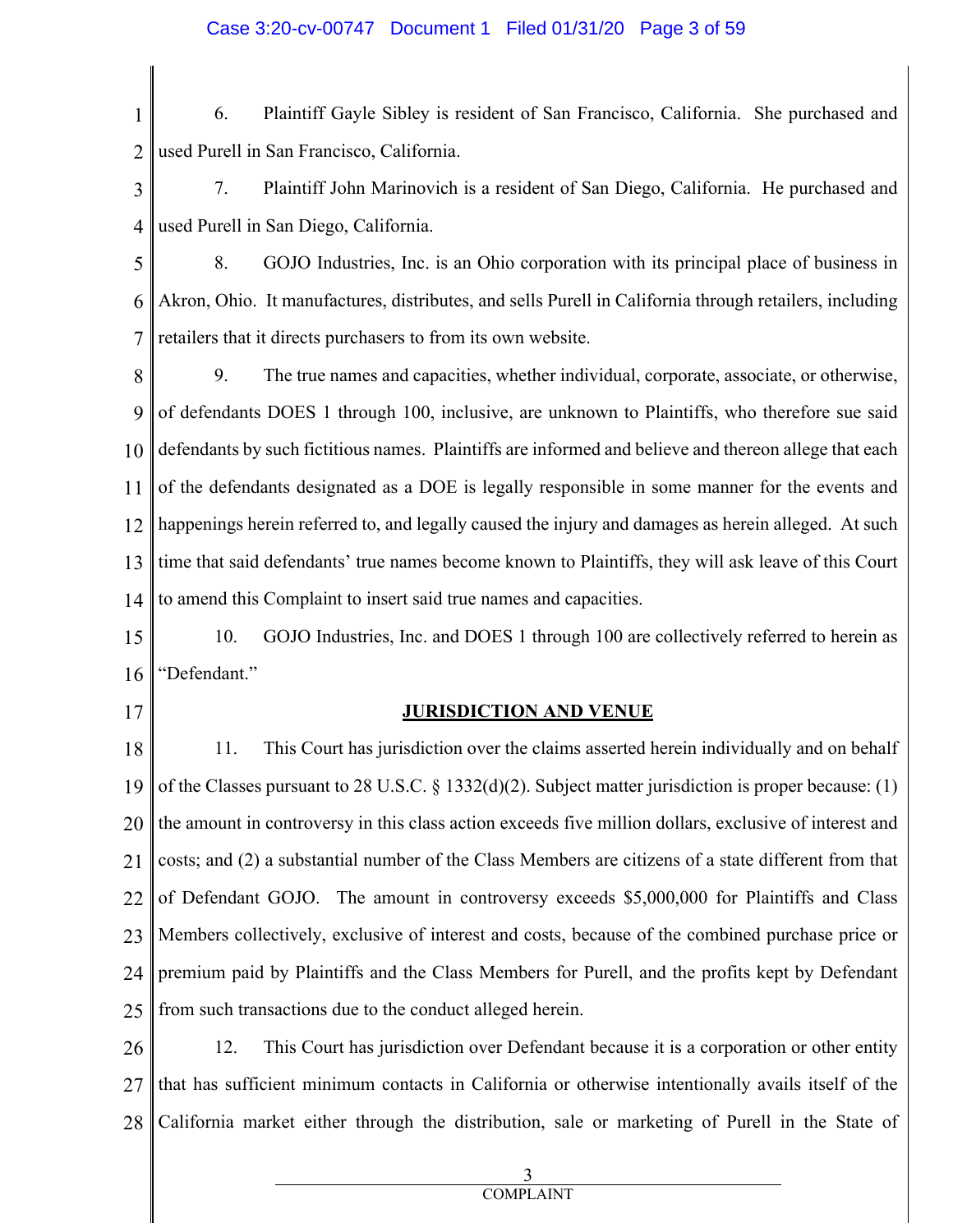6. Plaintiff Gayle Sibley is resident of San Francisco, California. She purchased and used Purell in San Francisco, California.

7. Plaintiff John Marinovich is a resident of San Diego, California. He purchased and used Purell in San Diego, California.

8. GOJO Industries, Inc. is an Ohio corporation with its principal place of business in Akron, Ohio. It manufactures, distributes, and sells Purell in California through retailers, including retailers that it directs purchasers to from its own website.

9. The true names and capacities, whether individual, corporate, associate, or otherwise, of defendants DOES 1 through 100, inclusive, are unknown to Plaintiffs, who therefore sue said defendants by such fictitious names. Plaintiffs are informed and believe and thereon allege that each of the defendants designated as a DOE is legally responsible in some manner for the events and happenings herein referred to, and legally caused the injury and damages as herein alleged. At such time that said defendants' true names become known to Plaintiffs, they will ask leave of this Court to amend this Complaint to insert said true names and capacities.

10. GOJO Industries, Inc. and DOES 1 through 100 are collectively referred to herein as "Defendant."

## JURISDICTION AND VENUE

11. This Court has jurisdiction over the claims asserted herein individually and on behalf of the Classes pursuant to 28 U.S.C. § 1332(d)(2). Subject matter jurisdiction is proper because: (1) the amount in controversy in this class action exceeds five million dollars, exclusive of interest and costs; and (2) a substantial number of the Class Members are citizens of a state different from that of Defendant GOJO. The amount in controversy exceeds $5,000,000 for Plaintiffs and Class Members collectively, exclusive of interest and costs, because of the combined purchase price or premium paid by Plaintiffs and the Class Members for Purell, and the profits kept by Defendant from such transactions due to the conduct alleged herein.

12. This Court has jurisdiction over Defendant because it is a corporation or other entity that has sufficient minimum contacts in California or otherwise intentionally avails itself of the California market either through the distribution, sale or marketing of Purell in the State of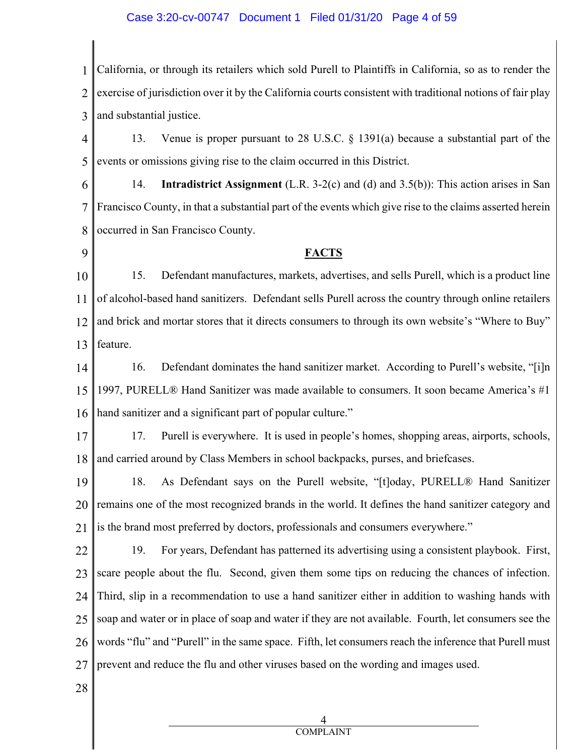California, or through its retailers which sold Purell to Plaintiffs in California, so as to render the exercise of jurisdiction over it by the California courts consistent with traditional notions of fair play and substantial justice.

13. Venue is proper pursuant to 28 U.S.C. § 1391(a) because a substantial part of the events or omissions giving rise to the claim occurred in this District.

14. **Intradistrict Assignment** (L.R. 3-2(c) and (d) and 3.5(b)): This action arises in San Francisco County, in that a substantial part of the events which give rise to the claims asserted herein occurred in San Francisco County.

## FACTS

15. Defendant manufactures, markets, advertises, and sells Purell, which is a product line of alcohol-based hand sanitizers. Defendant sells Purell across the country through online retailers and brick and mortar stores that it directs consumers to through its own website's "Where to Buy" feature.

16. Defendant dominates the hand sanitizer market. According to Purell's website, "[i]n 1997, PURELL® Hand Sanitizer was made available to consumers. It soon became America's #1 hand sanitizer and a significant part of popular culture."

17. Purell is everywhere. It is used in people's homes, shopping areas, airports, schools, and carried around by Class Members in school backpacks, purses, and briefcases.

18. As Defendant says on the Purell website, "[t]oday, PURELL® Hand Sanitizer remains one of the most recognized brands in the world. It defines the hand sanitizer category and is the brand most preferred by doctors, professionals and consumers everywhere."

19. For years, Defendant has patterned its advertising using a consistent playbook. First, scare people about the flu. Second, given them some tips on reducing the chances of infection. Third, slip in a recommendation to use a hand sanitizer either in addition to washing hands with soap and water or in place of soap and water if they are not available. Fourth, let consumers see the words "flu" and "Purell" in the same space. Fifth, let consumers reach the inference that Purell must prevent and reduce the flu and other viruses based on the wording and images used.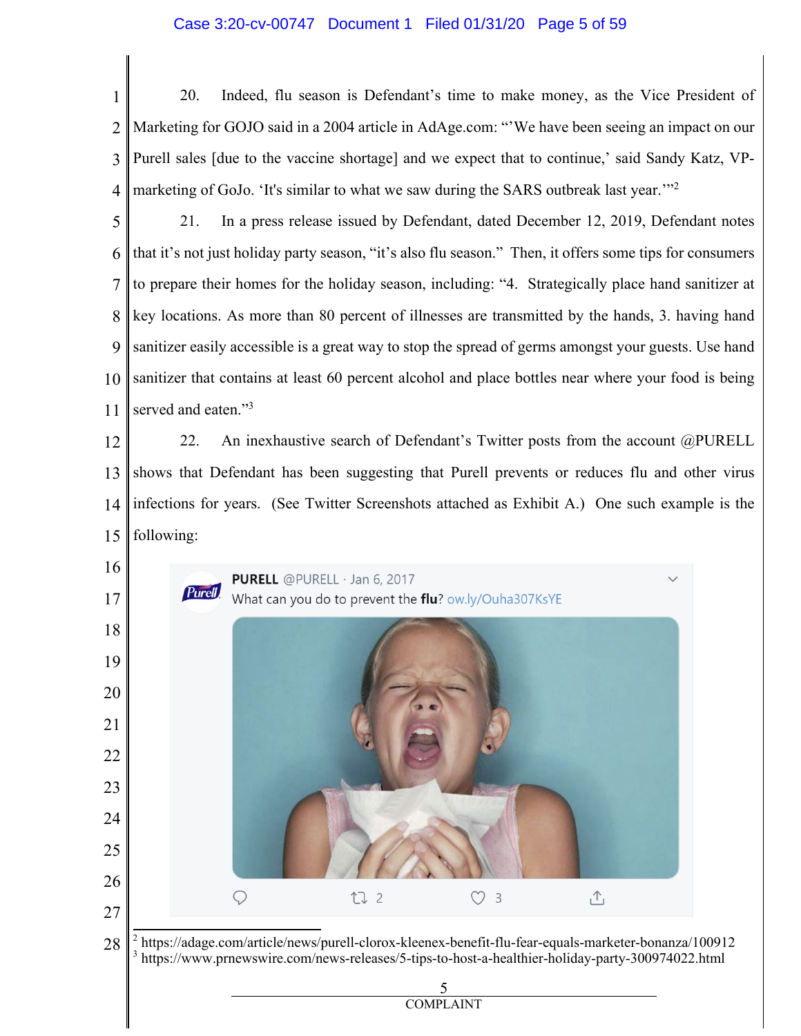20. Indeed, flu season is Defendant's time to make money, as the Vice President of Marketing for GOJO said in a 2004 article in AdAge.com: "'We have been seeing an impact on our Purell sales [due to the vaccine shortage] and we expect that to continue,' said Sandy Katz, VP-marketing of GoJo. 'It's similar to what we saw during the SARS outbreak last year.'"[2]

21. In a press release issued by Defendant, dated December 12, 2019, Defendant notes that it's not just holiday party season, "it's also flu season." Then, it offers some tips for consumers to prepare their homes for the holiday season, including: "4. Strategically place hand sanitizer at key locations. As more than 80 percent of illnesses are transmitted by the hands, 3. having hand sanitizer easily accessible is a great way to stop the spread of germs amongst your guests. Use hand sanitizer that contains at least 60 percent alcohol and place bottles near where your food is being served and eaten."[3]

22. An inexhaustive search of Defendant's Twitter posts from the account @PURELL shows that Defendant has been suggesting that Purell prevents or reduces flu and other virus infections for years. (See Twitter Screenshots attached as Exhibit A.) One such example is the following:

PURELL @PURELL · Jan 6, 2017
What can you do to prevent the **flu**? ow.ly/Ouha307KsYE

---

[2] https://adage.com/article/news/purell-clorox-kleenex-benefit-flu-fear-equals-marketer-bonanza/100912

[3] https://www.prnewswire.com/news-releases/5-tips-to-host-a-healthier-holiday-party-300974022.html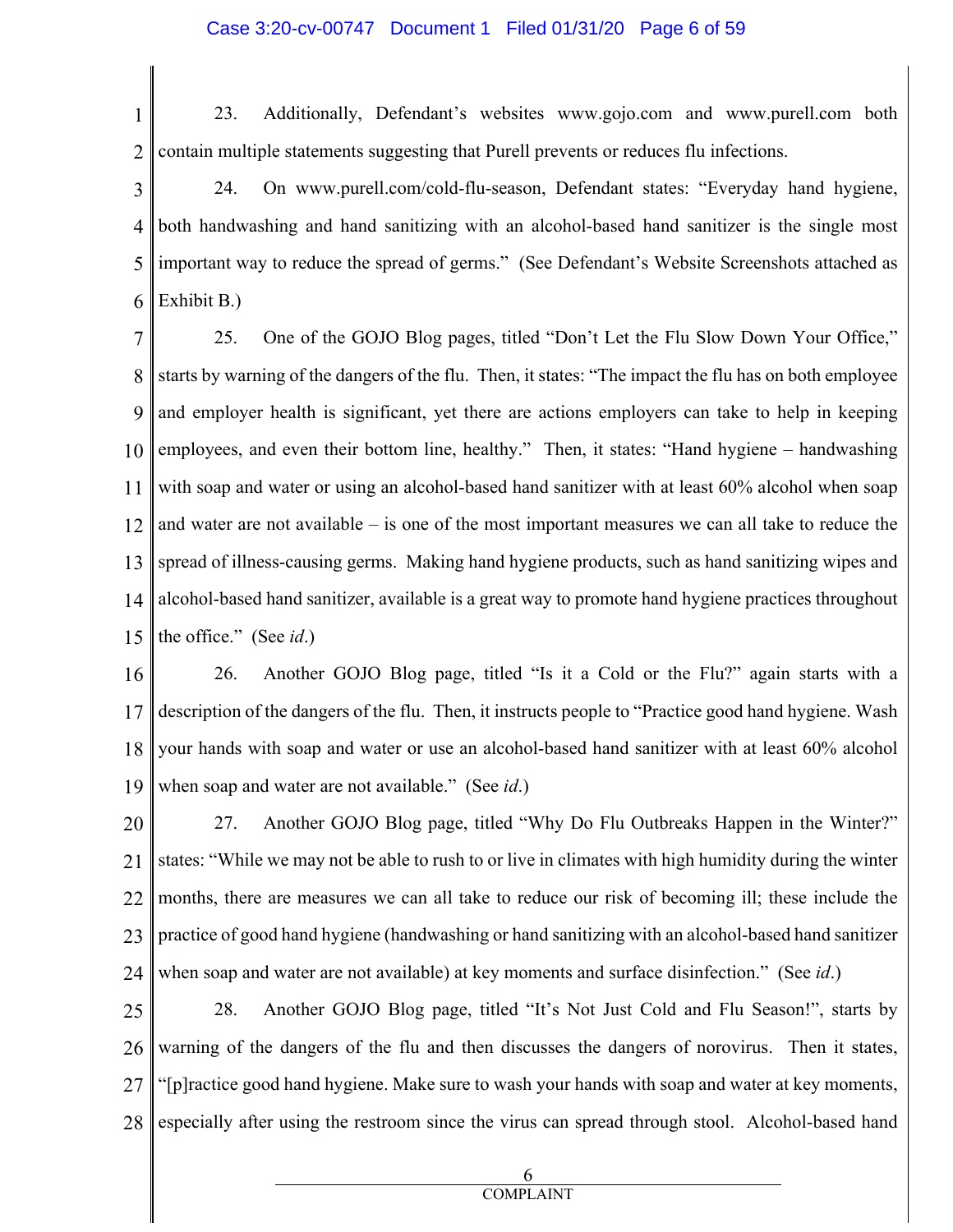23. Additionally, Defendant's websites www.gojo.com and www.purell.com both contain multiple statements suggesting that Purell prevents or reduces flu infections.

24. On www.purell.com/cold-flu-season, Defendant states: "Everyday hand hygiene, both handwashing and hand sanitizing with an alcohol-based hand sanitizer is the single most important way to reduce the spread of germs." (See Defendant's Website Screenshots attached as Exhibit B.)

25. One of the GOJO Blog pages, titled "Don't Let the Flu Slow Down Your Office," starts by warning of the dangers of the flu. Then, it states: "The impact the flu has on both employee and employer health is significant, yet there are actions employers can take to help in keeping employees, and even their bottom line, healthy." Then, it states: "Hand hygiene – handwashing with soap and water or using an alcohol-based hand sanitizer with at least 60% alcohol when soap and water are not available – is one of the most important measures we can all take to reduce the spread of illness-causing germs. Making hand hygiene products, such as hand sanitizing wipes and alcohol-based hand sanitizer, available is a great way to promote hand hygiene practices throughout the office." (See *id*.)

26. Another GOJO Blog page, titled "Is it a Cold or the Flu?" again starts with a description of the dangers of the flu. Then, it instructs people to "Practice good hand hygiene. Wash your hands with soap and water or use an alcohol-based hand sanitizer with at least 60% alcohol when soap and water are not available." (See *id*.)

27. Another GOJO Blog page, titled "Why Do Flu Outbreaks Happen in the Winter?" states: "While we may not be able to rush to or live in climates with high humidity during the winter months, there are measures we can all take to reduce our risk of becoming ill; these include the practice of good hand hygiene (handwashing or hand sanitizing with an alcohol-based hand sanitizer when soap and water are not available) at key moments and surface disinfection." (See *id*.)

28. Another GOJO Blog page, titled "It's Not Just Cold and Flu Season!", starts by warning of the dangers of the flu and then discusses the dangers of norovirus. Then it states, "[p]ractice good hand hygiene. Make sure to wash your hands with soap and water at key moments, especially after using the restroom since the virus can spread through stool. Alcohol-based hand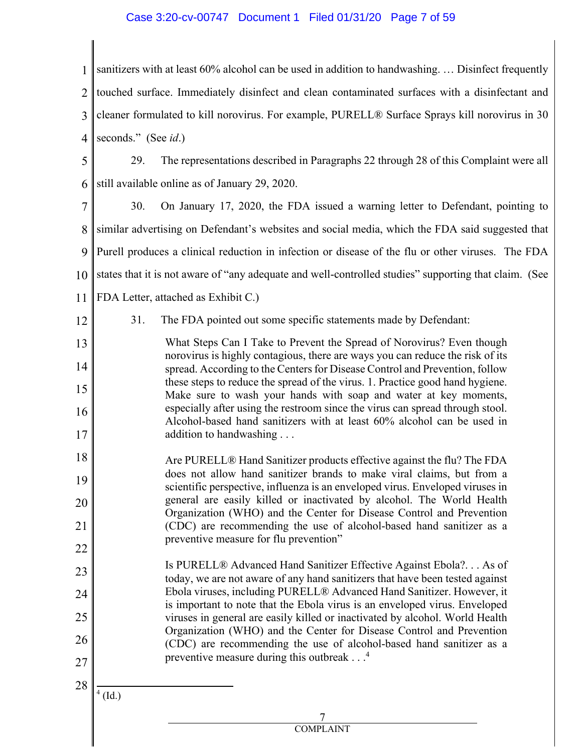sanitizers with at least 60% alcohol can be used in addition to handwashing. … Disinfect frequently touched surface. Immediately disinfect and clean contaminated surfaces with a disinfectant and cleaner formulated to kill norovirus. For example, PURELL® Surface Sprays kill norovirus in 30 seconds." (See *id*.)

29. The representations described in Paragraphs 22 through 28 of this Complaint were all still available online as of January 29, 2020.

30. On January 17, 2020, the FDA issued a warning letter to Defendant, pointing to similar advertising on Defendant's websites and social media, which the FDA said suggested that Purell produces a clinical reduction in infection or disease of the flu or other viruses. The FDA states that it is not aware of "any adequate and well-controlled studies" supporting that claim. (See FDA Letter, attached as Exhibit C.)

31. The FDA pointed out some specific statements made by Defendant:

> What Steps Can I Take to Prevent the Spread of Norovirus? Even though norovirus is highly contagious, there are ways you can reduce the risk of its spread. According to the Centers for Disease Control and Prevention, follow these steps to reduce the spread of the virus. 1. Practice good hand hygiene. Make sure to wash your hands with soap and water at key moments, especially after using the restroom since the virus can spread through stool. Alcohol-based hand sanitizers with at least 60% alcohol can be used in addition to handwashing . . .
>
> Are PURELL® Hand Sanitizer products effective against the flu? The FDA does not allow hand sanitizer brands to make viral claims, but from a scientific perspective, influenza is an enveloped virus. Enveloped viruses in general are easily killed or inactivated by alcohol. The World Health Organization (WHO) and the Center for Disease Control and Prevention (CDC) are recommending the use of alcohol-based hand sanitizer as a preventive measure for flu prevention"
>
> Is PURELL® Advanced Hand Sanitizer Effective Against Ebola?. . . As of today, we are not aware of any hand sanitizers that have been tested against Ebola viruses, including PURELL® Advanced Hand Sanitizer. However, it is important to note that the Ebola virus is an enveloped virus. Enveloped viruses in general are easily killed or inactivated by alcohol. World Health Organization (WHO) and the Center for Disease Control and Prevention (CDC) are recommending the use of alcohol-based hand sanitizer as a preventive measure during this outbreak . . .[4]

[4] (Id.)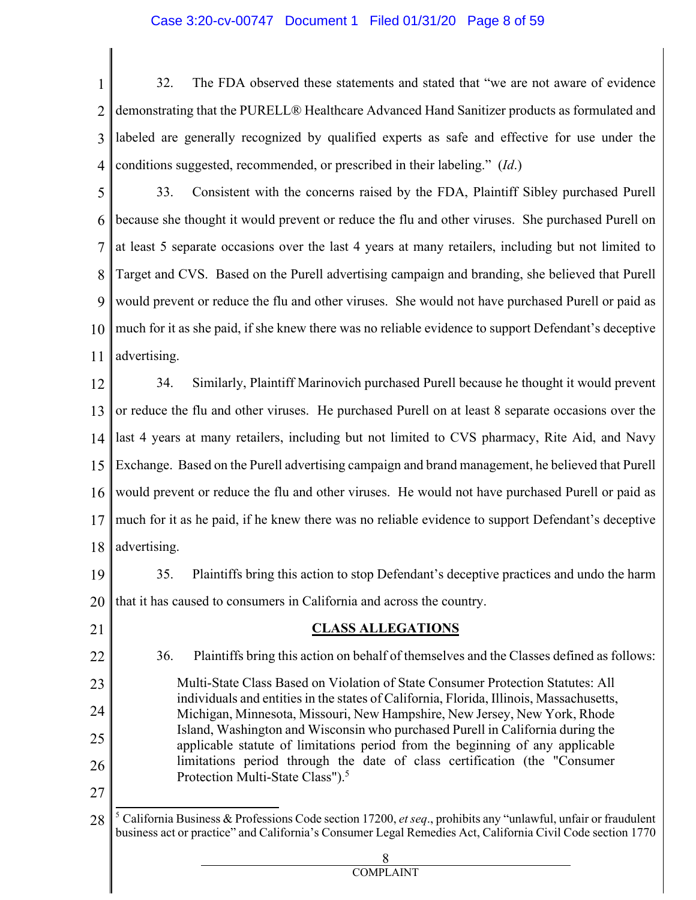32. The FDA observed these statements and stated that "we are not aware of evidence demonstrating that the PURELL® Healthcare Advanced Hand Sanitizer products as formulated and labeled are generally recognized by qualified experts as safe and effective for use under the conditions suggested, recommended, or prescribed in their labeling." (*Id.*)

33. Consistent with the concerns raised by the FDA, Plaintiff Sibley purchased Purell because she thought it would prevent or reduce the flu and other viruses. She purchased Purell on at least 5 separate occasions over the last 4 years at many retailers, including but not limited to Target and CVS. Based on the Purell advertising campaign and branding, she believed that Purell would prevent or reduce the flu and other viruses. She would not have purchased Purell or paid as much for it as she paid, if she knew there was no reliable evidence to support Defendant's deceptive advertising.

34. Similarly, Plaintiff Marinovich purchased Purell because he thought it would prevent or reduce the flu and other viruses. He purchased Purell on at least 8 separate occasions over the last 4 years at many retailers, including but not limited to CVS pharmacy, Rite Aid, and Navy Exchange. Based on the Purell advertising campaign and brand management, he believed that Purell would prevent or reduce the flu and other viruses. He would not have purchased Purell or paid as much for it as he paid, if he knew there was no reliable evidence to support Defendant's deceptive advertising.

35. Plaintiffs bring this action to stop Defendant's deceptive practices and undo the harm that it has caused to consumers in California and across the country.

## CLASS ALLEGATIONS

36. Plaintiffs bring this action on behalf of themselves and the Classes defined as follows:

> Multi-State Class Based on Violation of State Consumer Protection Statutes: All individuals and entities in the states of California, Florida, Illinois, Massachusetts, Michigan, Minnesota, Missouri, New Hampshire, New Jersey, New York, Rhode Island, Washington and Wisconsin who purchased Purell in California during the applicable statute of limitations period from the beginning of any applicable limitations period through the date of class certification (the "Consumer Protection Multi-State Class").[5]

[5] California Business & Professions Code section 17200, *et seq*., prohibits any "unlawful, unfair or fraudulent business act or practice" and California's Consumer Legal Remedies Act, California Civil Code section 1770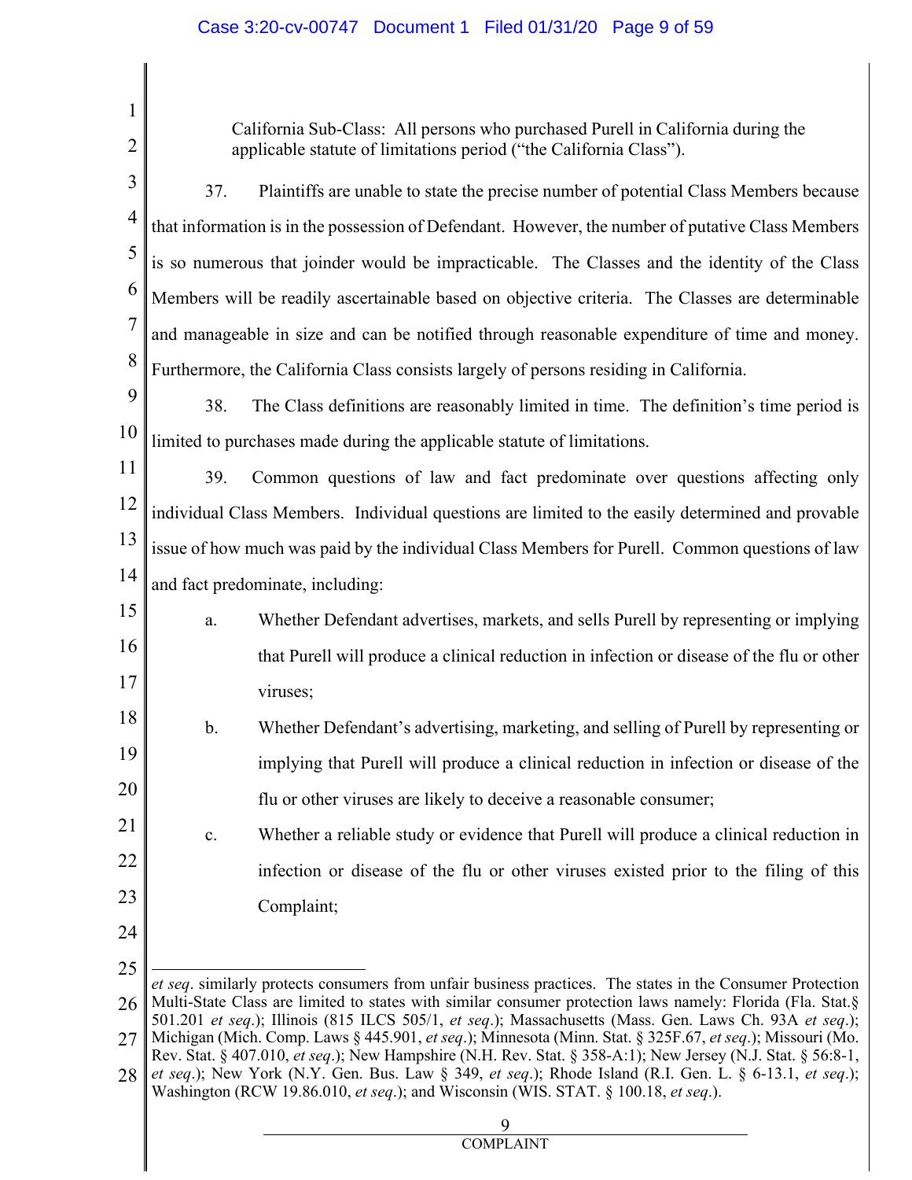California Sub-Class: All persons who purchased Purell in California during the applicable statute of limitations period ("the California Class").

37. Plaintiffs are unable to state the precise number of potential Class Members because that information is in the possession of Defendant. However, the number of putative Class Members is so numerous that joinder would be impracticable. The Classes and the identity of the Class Members will be readily ascertainable based on objective criteria. The Classes are determinable and manageable in size and can be notified through reasonable expenditure of time and money. Furthermore, the California Class consists largely of persons residing in California.

38. The Class definitions are reasonably limited in time. The definition's time period is limited to purchases made during the applicable statute of limitations.

39. Common questions of law and fact predominate over questions affecting only individual Class Members. Individual questions are limited to the easily determined and provable issue of how much was paid by the individual Class Members for Purell. Common questions of law and fact predominate, including:

a. Whether Defendant advertises, markets, and sells Purell by representing or implying that Purell will produce a clinical reduction in infection or disease of the flu or other viruses;

b. Whether Defendant's advertising, marketing, and selling of Purell by representing or implying that Purell will produce a clinical reduction in infection or disease of the flu or other viruses are likely to deceive a reasonable consumer;

c. Whether a reliable study or evidence that Purell will produce a clinical reduction in infection or disease of the flu or other viruses existed prior to the filing of this Complaint;

---

*et seq*. similarly protects consumers from unfair business practices. The states in the Consumer Protection Multi-State Class are limited to states with similar consumer protection laws namely: Florida (Fla. Stat.§ 501.201 *et seq*.); Illinois (815 ILCS 505/1, *et seq*.); Massachusetts (Mass. Gen. Laws Ch. 93A *et seq*.); Michigan (Mich. Comp. Laws § 445.901, *et seq*.); Minnesota (Minn. Stat. § 325F.67, *et seq*.); Missouri (Mo. Rev. Stat. § 407.010, *et seq*.); New Hampshire (N.H. Rev. Stat. § 358-A:1); New Jersey (N.J. Stat. § 56:8-1, *et seq*.); New York (N.Y. Gen. Bus. Law § 349, *et seq*.); Rhode Island (R.I. Gen. L. § 6-13.1, *et seq*.); Washington (RCW 19.86.010, *et seq*.); and Wisconsin (WIS. STAT. § 100.18, *et seq*.).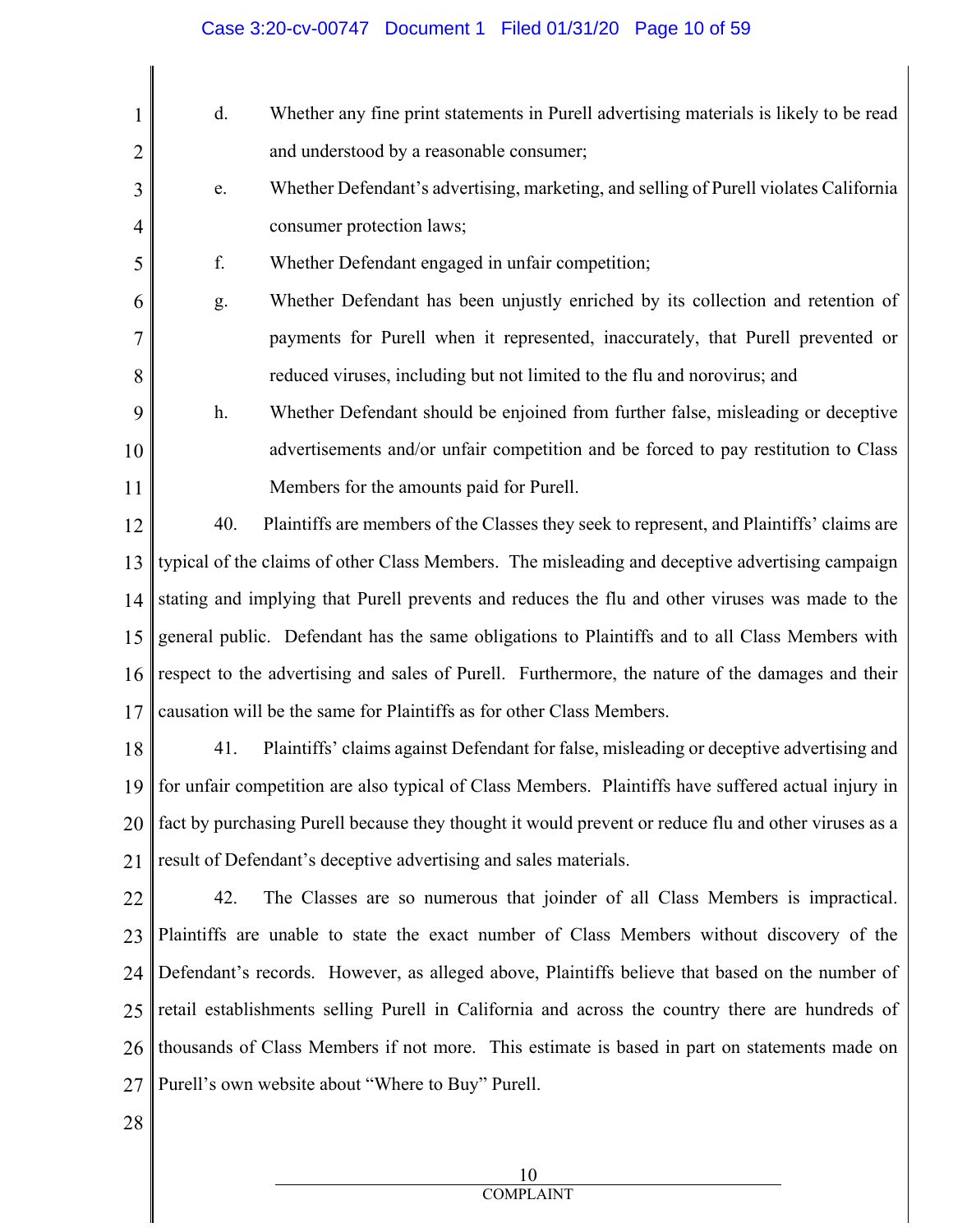d. Whether any fine print statements in Purell advertising materials is likely to be read and understood by a reasonable consumer;

e. Whether Defendant's advertising, marketing, and selling of Purell violates California consumer protection laws;

f. Whether Defendant engaged in unfair competition;

g. Whether Defendant has been unjustly enriched by its collection and retention of payments for Purell when it represented, inaccurately, that Purell prevented or reduced viruses, including but not limited to the flu and norovirus; and

h. Whether Defendant should be enjoined from further false, misleading or deceptive advertisements and/or unfair competition and be forced to pay restitution to Class Members for the amounts paid for Purell.

40. Plaintiffs are members of the Classes they seek to represent, and Plaintiffs' claims are typical of the claims of other Class Members. The misleading and deceptive advertising campaign stating and implying that Purell prevents and reduces the flu and other viruses was made to the general public. Defendant has the same obligations to Plaintiffs and to all Class Members with respect to the advertising and sales of Purell. Furthermore, the nature of the damages and their causation will be the same for Plaintiffs as for other Class Members.

41. Plaintiffs' claims against Defendant for false, misleading or deceptive advertising and for unfair competition are also typical of Class Members. Plaintiffs have suffered actual injury in fact by purchasing Purell because they thought it would prevent or reduce flu and other viruses as a result of Defendant's deceptive advertising and sales materials.

42. The Classes are so numerous that joinder of all Class Members is impractical. Plaintiffs are unable to state the exact number of Class Members without discovery of the Defendant's records. However, as alleged above, Plaintiffs believe that based on the number of retail establishments selling Purell in California and across the country there are hundreds of thousands of Class Members if not more. This estimate is based in part on statements made on Purell's own website about "Where to Buy" Purell.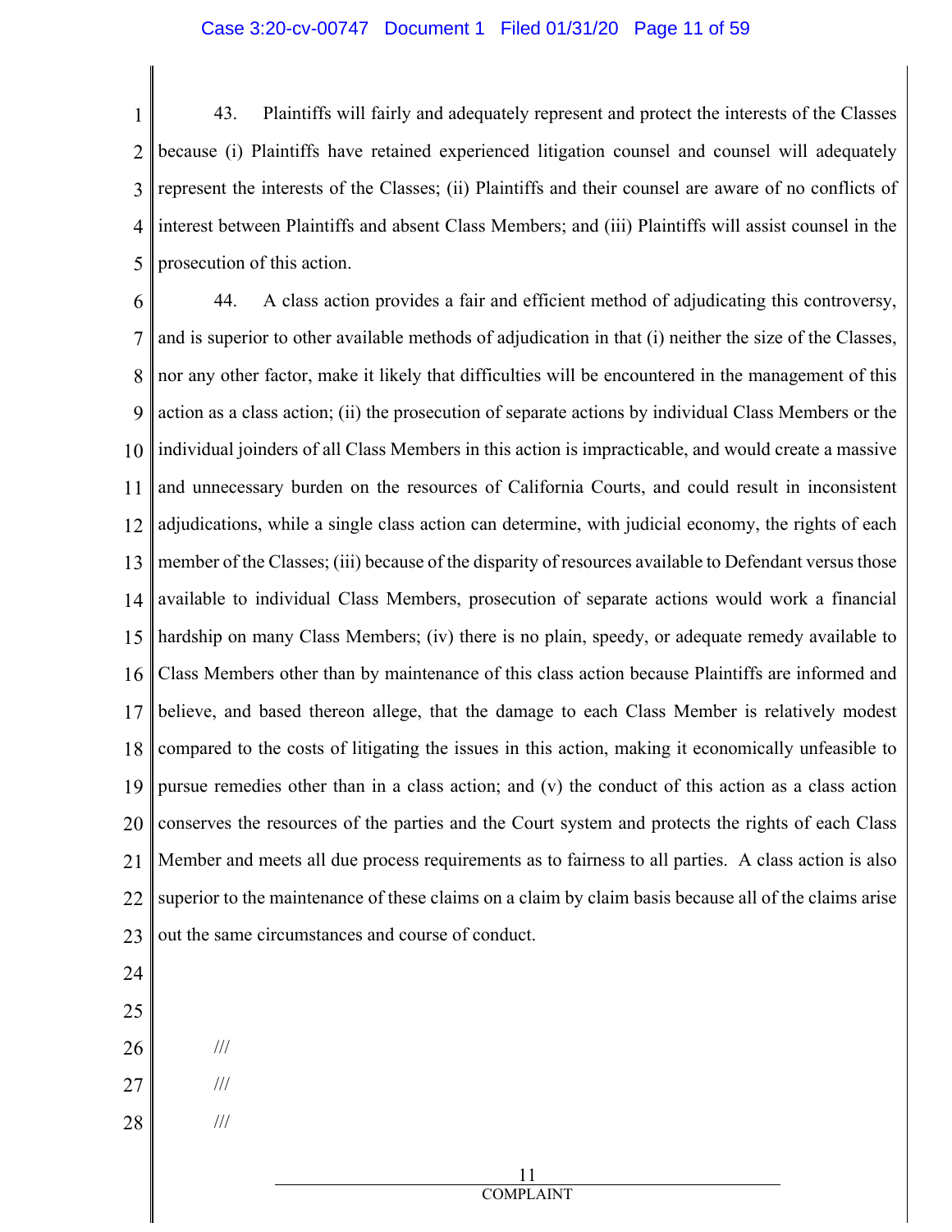43. Plaintiffs will fairly and adequately represent and protect the interests of the Classes because (i) Plaintiffs have retained experienced litigation counsel and counsel will adequately represent the interests of the Classes; (ii) Plaintiffs and their counsel are aware of no conflicts of interest between Plaintiffs and absent Class Members; and (iii) Plaintiffs will assist counsel in the prosecution of this action.

44. A class action provides a fair and efficient method of adjudicating this controversy, and is superior to other available methods of adjudication in that (i) neither the size of the Classes, nor any other factor, make it likely that difficulties will be encountered in the management of this action as a class action; (ii) the prosecution of separate actions by individual Class Members or the individual joinders of all Class Members in this action is impracticable, and would create a massive and unnecessary burden on the resources of California Courts, and could result in inconsistent adjudications, while a single class action can determine, with judicial economy, the rights of each member of the Classes; (iii) because of the disparity of resources available to Defendant versus those available to individual Class Members, prosecution of separate actions would work a financial hardship on many Class Members; (iv) there is no plain, speedy, or adequate remedy available to Class Members other than by maintenance of this class action because Plaintiffs are informed and believe, and based thereon allege, that the damage to each Class Member is relatively modest compared to the costs of litigating the issues in this action, making it economically unfeasible to pursue remedies other than in a class action; and (v) the conduct of this action as a class action conserves the resources of the parties and the Court system and protects the rights of each Class Member and meets all due process requirements as to fairness to all parties. A class action is also superior to the maintenance of these claims on a claim by claim basis because all of the claims arise out the same circumstances and course of conduct.

///

///

///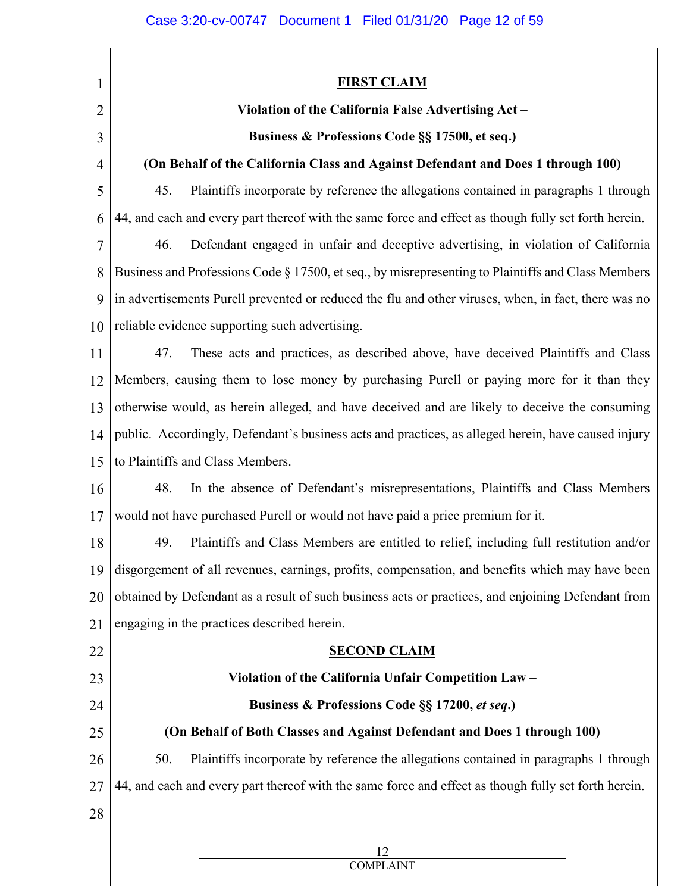## FIRST CLAIM

**Violation of the California False Advertising Act –**

**Business & Professions Code §§ 17500, et seq.)**

**(On Behalf of the California Class and Against Defendant and Does 1 through 100)**

45. Plaintiffs incorporate by reference the allegations contained in paragraphs 1 through 44, and each and every part thereof with the same force and effect as though fully set forth herein.

46. Defendant engaged in unfair and deceptive advertising, in violation of California Business and Professions Code § 17500, et seq., by misrepresenting to Plaintiffs and Class Members in advertisements Purell prevented or reduced the flu and other viruses, when, in fact, there was no reliable evidence supporting such advertising.

47. These acts and practices, as described above, have deceived Plaintiffs and Class Members, causing them to lose money by purchasing Purell or paying more for it than they otherwise would, as herein alleged, and have deceived and are likely to deceive the consuming public. Accordingly, Defendant's business acts and practices, as alleged herein, have caused injury to Plaintiffs and Class Members.

48. In the absence of Defendant's misrepresentations, Plaintiffs and Class Members would not have purchased Purell or would not have paid a price premium for it.

49. Plaintiffs and Class Members are entitled to relief, including full restitution and/or disgorgement of all revenues, earnings, profits, compensation, and benefits which may have been obtained by Defendant as a result of such business acts or practices, and enjoining Defendant from engaging in the practices described herein.

## SECOND CLAIM

**Violation of the California Unfair Competition Law –**

**Business & Professions Code §§ 17200, *et seq*.)**

**(On Behalf of Both Classes and Against Defendant and Does 1 through 100)**

50. Plaintiffs incorporate by reference the allegations contained in paragraphs 1 through 44, and each and every part thereof with the same force and effect as though fully set forth herein.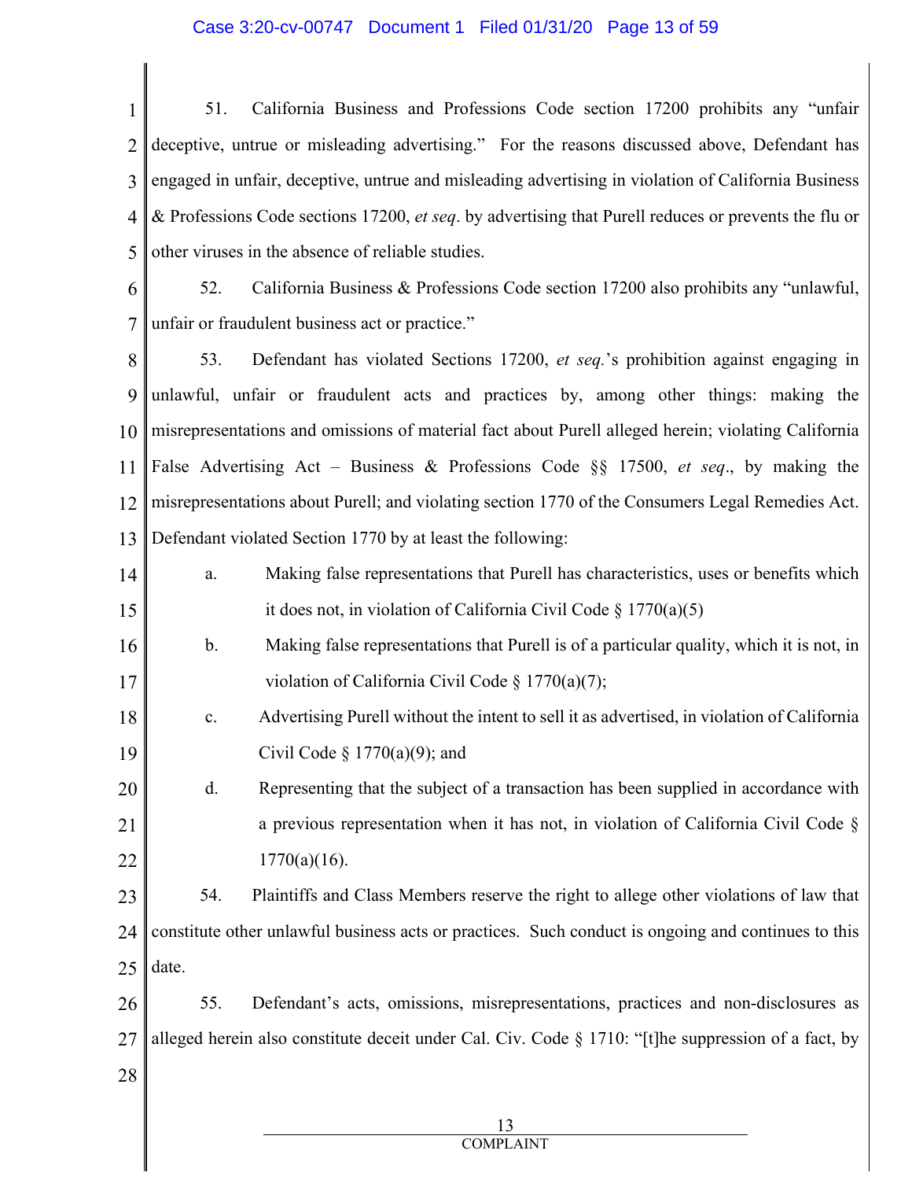51. California Business and Professions Code section 17200 prohibits any "unfair deceptive, untrue or misleading advertising." For the reasons discussed above, Defendant has engaged in unfair, deceptive, untrue and misleading advertising in violation of California Business & Professions Code sections 17200, *et seq*. by advertising that Purell reduces or prevents the flu or other viruses in the absence of reliable studies.

52. California Business & Professions Code section 17200 also prohibits any "unlawful, unfair or fraudulent business act or practice."

53. Defendant has violated Sections 17200, *et seq.*'s prohibition against engaging in unlawful, unfair or fraudulent acts and practices by, among other things: making the misrepresentations and omissions of material fact about Purell alleged herein; violating California False Advertising Act – Business & Professions Code §§ 17500, *et seq*., by making the misrepresentations about Purell; and violating section 1770 of the Consumers Legal Remedies Act. Defendant violated Section 1770 by at least the following:

a. Making false representations that Purell has characteristics, uses or benefits which it does not, in violation of California Civil Code § 1770(a)(5)

b. Making false representations that Purell is of a particular quality, which it is not, in violation of California Civil Code § 1770(a)(7);

c. Advertising Purell without the intent to sell it as advertised, in violation of California Civil Code § 1770(a)(9); and

d. Representing that the subject of a transaction has been supplied in accordance with a previous representation when it has not, in violation of California Civil Code § 1770(a)(16).

54. Plaintiffs and Class Members reserve the right to allege other violations of law that constitute other unlawful business acts or practices. Such conduct is ongoing and continues to this date.

55. Defendant's acts, omissions, misrepresentations, practices and non-disclosures as alleged herein also constitute deceit under Cal. Civ. Code § 1710: "[t]he suppression of a fact, by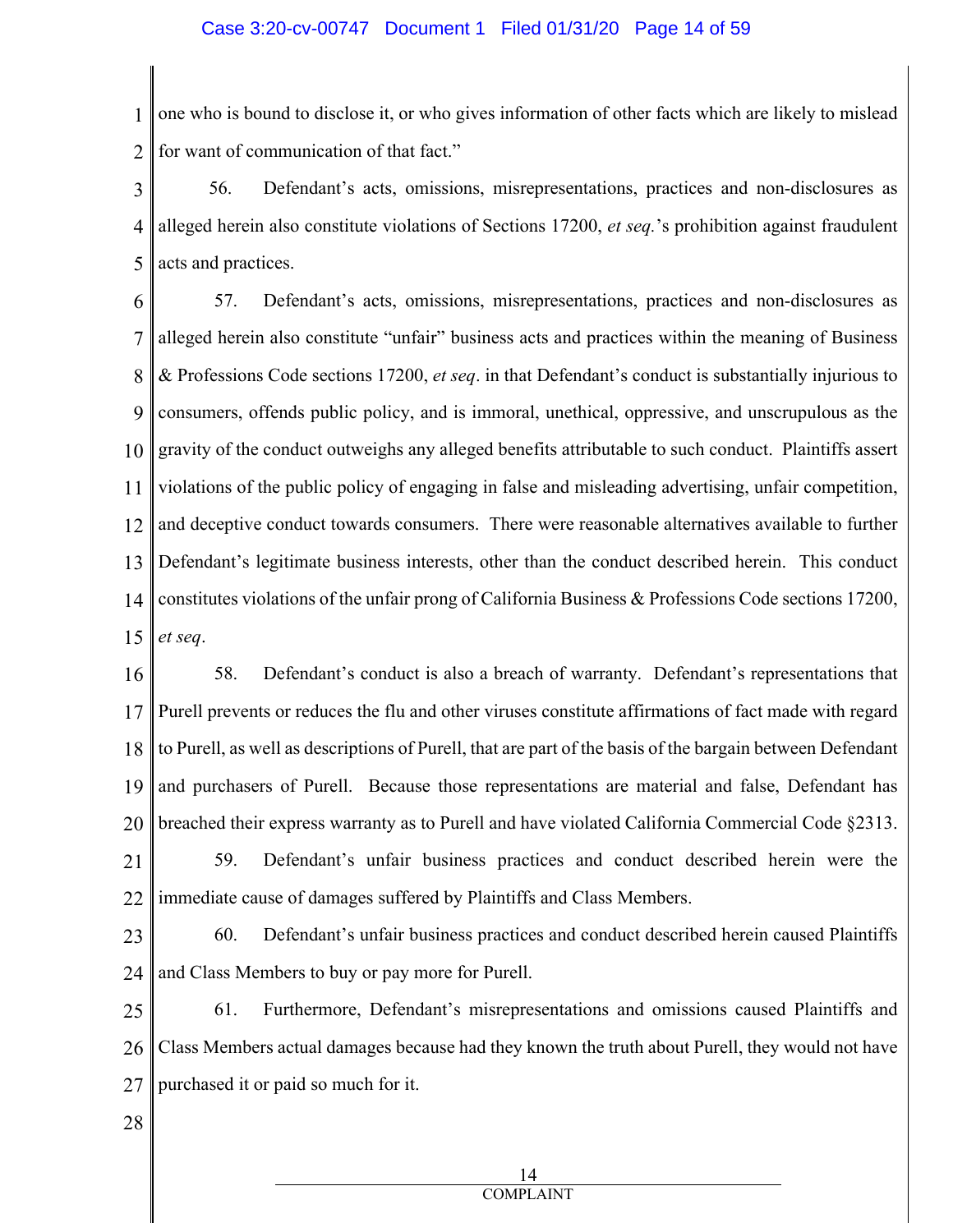one who is bound to disclose it, or who gives information of other facts which are likely to mislead for want of communication of that fact."

56. Defendant's acts, omissions, misrepresentations, practices and non-disclosures as alleged herein also constitute violations of Sections 17200, *et seq.*'s prohibition against fraudulent acts and practices.

57. Defendant's acts, omissions, misrepresentations, practices and non-disclosures as alleged herein also constitute "unfair" business acts and practices within the meaning of Business & Professions Code sections 17200, *et seq*. in that Defendant's conduct is substantially injurious to consumers, offends public policy, and is immoral, unethical, oppressive, and unscrupulous as the gravity of the conduct outweighs any alleged benefits attributable to such conduct. Plaintiffs assert violations of the public policy of engaging in false and misleading advertising, unfair competition, and deceptive conduct towards consumers. There were reasonable alternatives available to further Defendant's legitimate business interests, other than the conduct described herein. This conduct constitutes violations of the unfair prong of California Business & Professions Code sections 17200, *et seq*.

58. Defendant's conduct is also a breach of warranty. Defendant's representations that Purell prevents or reduces the flu and other viruses constitute affirmations of fact made with regard to Purell, as well as descriptions of Purell, that are part of the basis of the bargain between Defendant and purchasers of Purell. Because those representations are material and false, Defendant has breached their express warranty as to Purell and have violated California Commercial Code §2313.

59. Defendant's unfair business practices and conduct described herein were the immediate cause of damages suffered by Plaintiffs and Class Members.

60. Defendant's unfair business practices and conduct described herein caused Plaintiffs and Class Members to buy or pay more for Purell.

61. Furthermore, Defendant's misrepresentations and omissions caused Plaintiffs and Class Members actual damages because had they known the truth about Purell, they would not have purchased it or paid so much for it.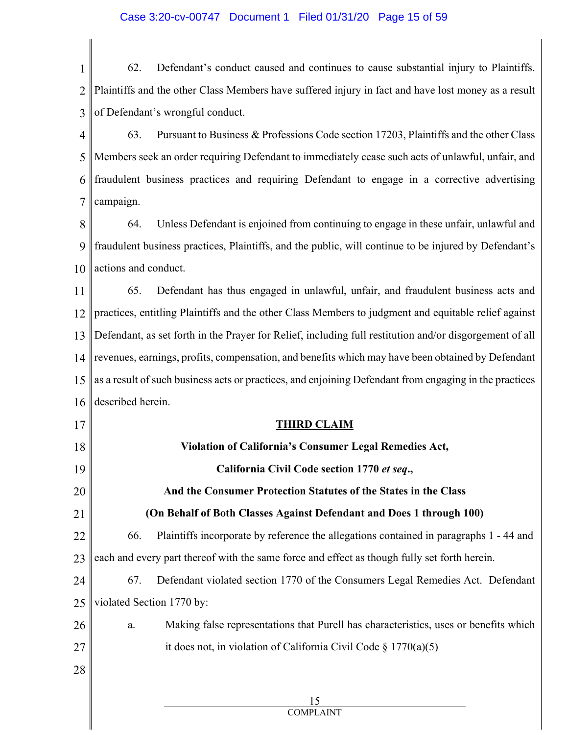62. Defendant's conduct caused and continues to cause substantial injury to Plaintiffs. Plaintiffs and the other Class Members have suffered injury in fact and have lost money as a result of Defendant's wrongful conduct.

63. Pursuant to Business & Professions Code section 17203, Plaintiffs and the other Class Members seek an order requiring Defendant to immediately cease such acts of unlawful, unfair, and fraudulent business practices and requiring Defendant to engage in a corrective advertising campaign.

64. Unless Defendant is enjoined from continuing to engage in these unfair, unlawful and fraudulent business practices, Plaintiffs, and the public, will continue to be injured by Defendant's actions and conduct.

65. Defendant has thus engaged in unlawful, unfair, and fraudulent business acts and practices, entitling Plaintiffs and the other Class Members to judgment and equitable relief against Defendant, as set forth in the Prayer for Relief, including full restitution and/or disgorgement of all revenues, earnings, profits, compensation, and benefits which may have been obtained by Defendant as a result of such business acts or practices, and enjoining Defendant from engaging in the practices described herein.

## THIRD CLAIM

**Violation of California's Consumer Legal Remedies Act,**

**California Civil Code section 1770 *et seq*.,**

**And the Consumer Protection Statutes of the States in the Class**

**(On Behalf of Both Classes Against Defendant and Does 1 through 100)**

66. Plaintiffs incorporate by reference the allegations contained in paragraphs 1 - 44 and each and every part thereof with the same force and effect as though fully set forth herein.

67. Defendant violated section 1770 of the Consumers Legal Remedies Act. Defendant violated Section 1770 by:

a. Making false representations that Purell has characteristics, uses or benefits which it does not, in violation of California Civil Code § 1770(a)(5)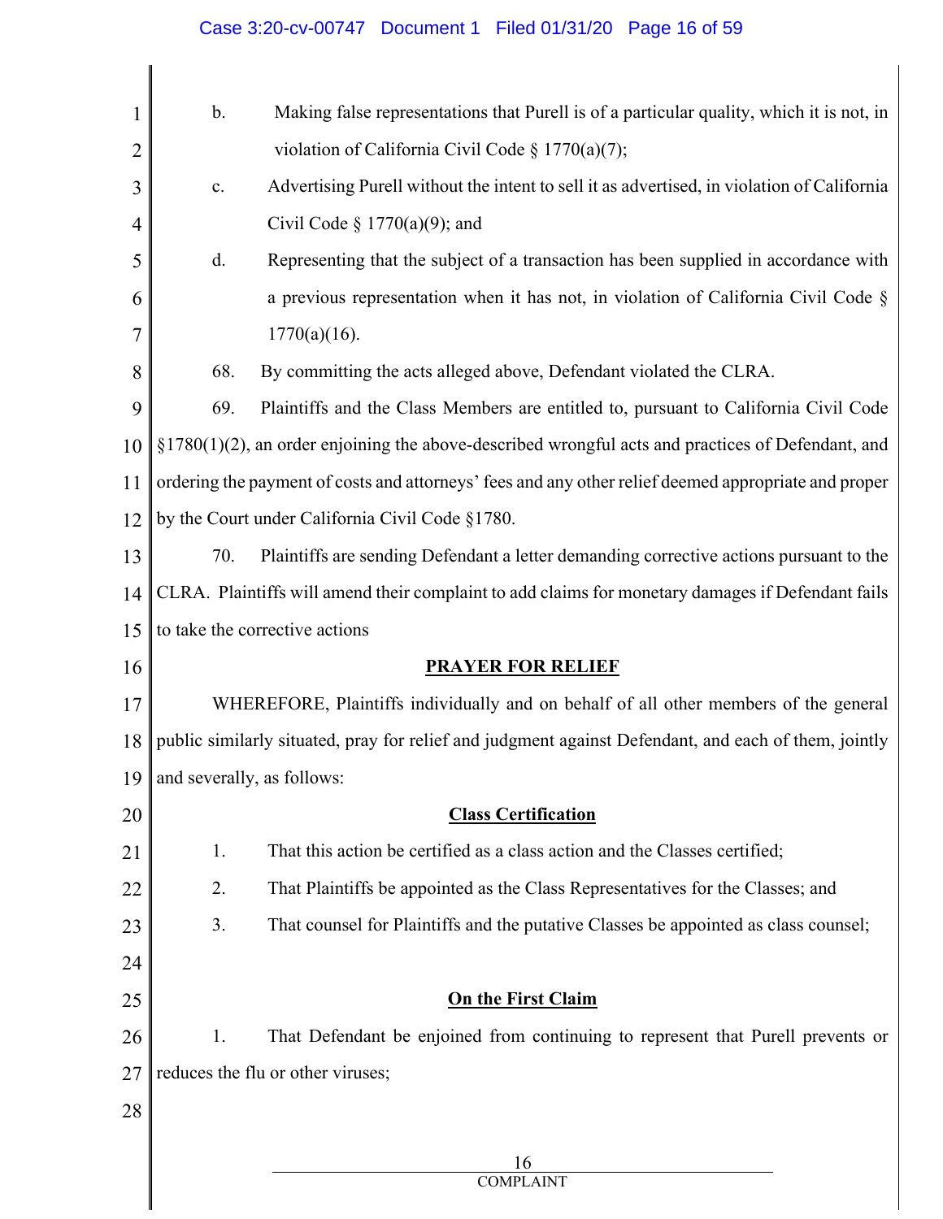b. Making false representations that Purell is of a particular quality, which it is not, in violation of California Civil Code § 1770(a)(7);

c. Advertising Purell without the intent to sell it as advertised, in violation of California Civil Code § 1770(a)(9); and

d. Representing that the subject of a transaction has been supplied in accordance with a previous representation when it has not, in violation of California Civil Code § 1770(a)(16).

68. By committing the acts alleged above, Defendant violated the CLRA.

69. Plaintiffs and the Class Members are entitled to, pursuant to California Civil Code §1780(1)(2), an order enjoining the above-described wrongful acts and practices of Defendant, and ordering the payment of costs and attorneys' fees and any other relief deemed appropriate and proper by the Court under California Civil Code §1780.

70. Plaintiffs are sending Defendant a letter demanding corrective actions pursuant to the CLRA. Plaintiffs will amend their complaint to add claims for monetary damages if Defendant fails to take the corrective actions

## PRAYER FOR RELIEF

WHEREFORE, Plaintiffs individually and on behalf of all other members of the general public similarly situated, pray for relief and judgment against Defendant, and each of them, jointly and severally, as follows:

### Class Certification

1. That this action be certified as a class action and the Classes certified;
2. That Plaintiffs be appointed as the Class Representatives for the Classes; and
3. That counsel for Plaintiffs and the putative Classes be appointed as class counsel;

### On the First Claim

1. That Defendant be enjoined from continuing to represent that Purell prevents or reduces the flu or other viruses;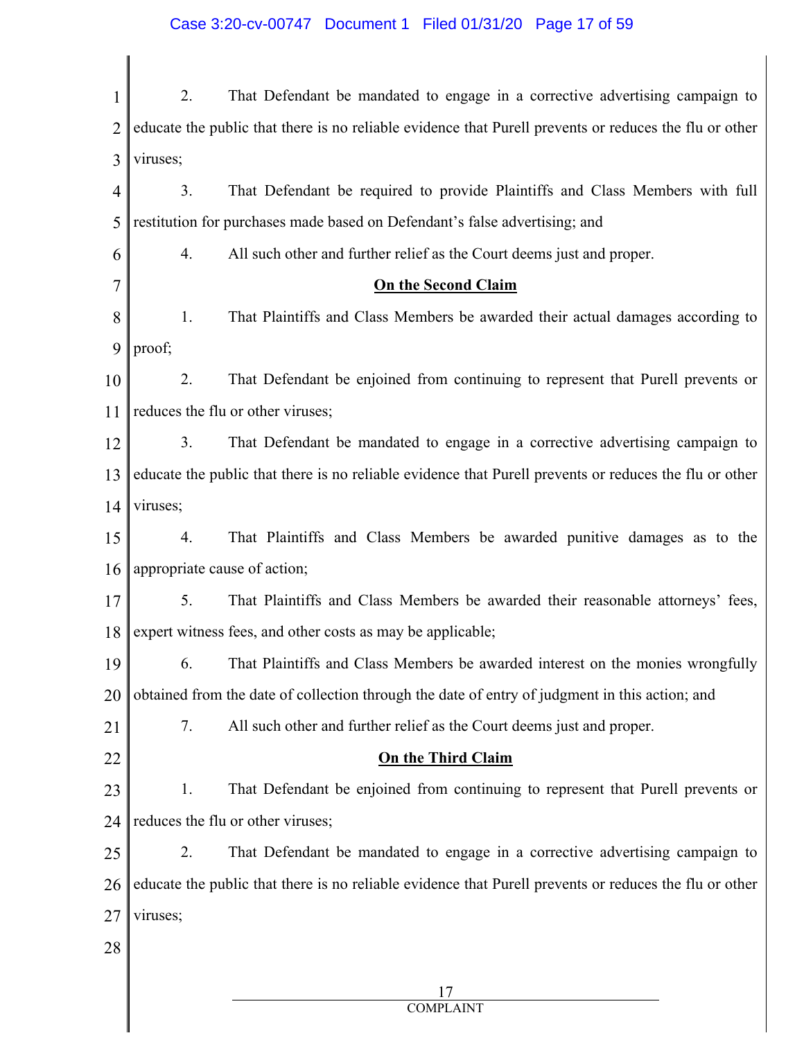2. That Defendant be mandated to engage in a corrective advertising campaign to educate the public that there is no reliable evidence that Purell prevents or reduces the flu or other viruses;

3. That Defendant be required to provide Plaintiffs and Class Members with full restitution for purchases made based on Defendant's false advertising; and

4. All such other and further relief as the Court deems just and proper.

**On the Second Claim**

1. That Plaintiffs and Class Members be awarded their actual damages according to proof;

2. That Defendant be enjoined from continuing to represent that Purell prevents or reduces the flu or other viruses;

3. That Defendant be mandated to engage in a corrective advertising campaign to educate the public that there is no reliable evidence that Purell prevents or reduces the flu or other viruses;

4. That Plaintiffs and Class Members be awarded punitive damages as to the appropriate cause of action;

5. That Plaintiffs and Class Members be awarded their reasonable attorneys' fees, expert witness fees, and other costs as may be applicable;

6. That Plaintiffs and Class Members be awarded interest on the monies wrongfully obtained from the date of collection through the date of entry of judgment in this action; and

7. All such other and further relief as the Court deems just and proper.

**On the Third Claim**

1. That Defendant be enjoined from continuing to represent that Purell prevents or reduces the flu or other viruses;

2. That Defendant be mandated to engage in a corrective advertising campaign to educate the public that there is no reliable evidence that Purell prevents or reduces the flu or other viruses;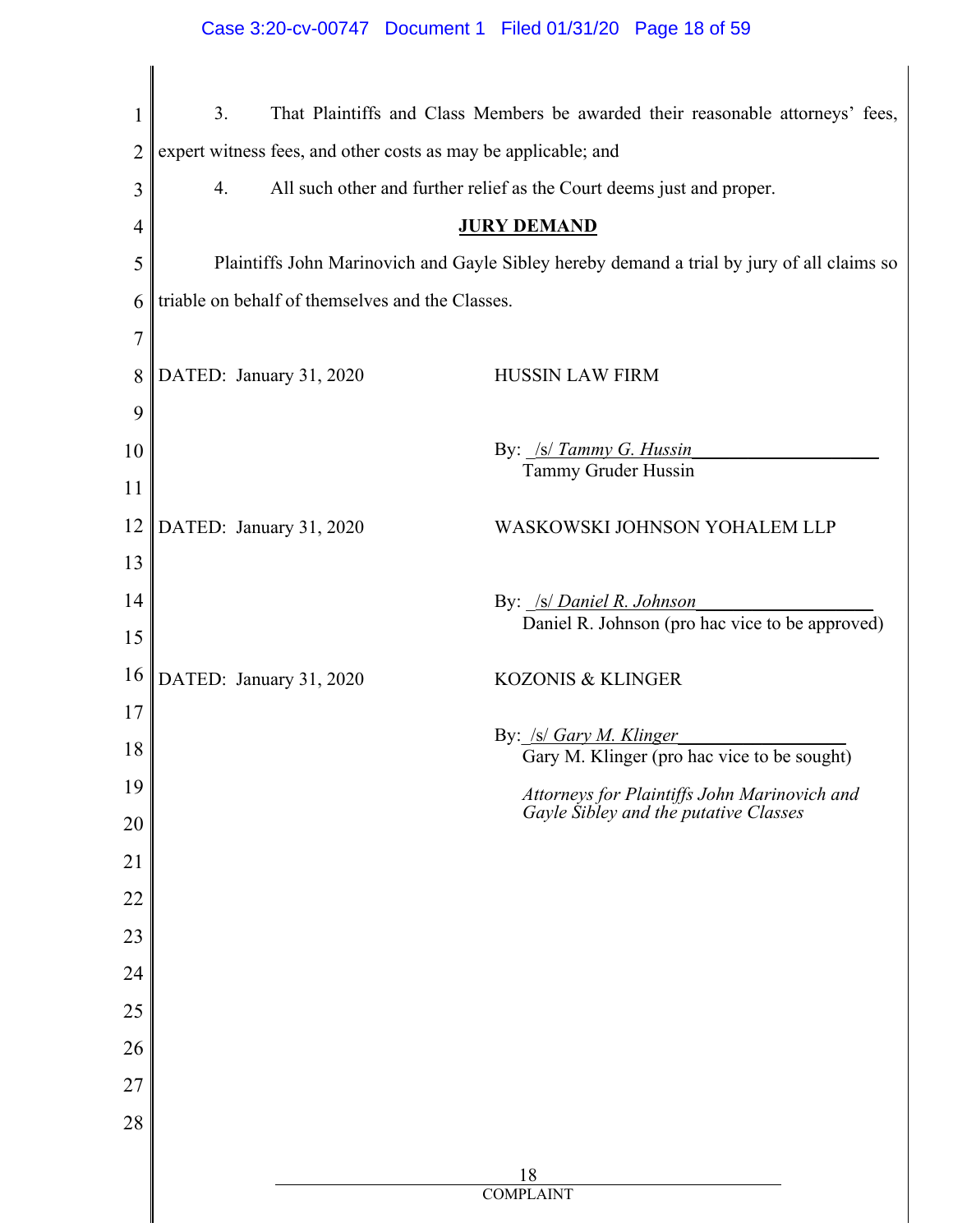3. That Plaintiffs and Class Members be awarded their reasonable attorneys' fees, expert witness fees, and other costs as may be applicable; and

4. All such other and further relief as the Court deems just and proper.

**JURY DEMAND**

Plaintiffs John Marinovich and Gayle Sibley hereby demand a trial by jury of all claims so triable on behalf of themselves and the Classes.

DATED: January 31, 2020

HUSSIN LAW FIRM

By: /s/ *Tammy G. Hussin*
Tammy Gruder Hussin

DATED: January 31, 2020

WASKOWSKI JOHNSON YOHALEM LLP

By: /s/ *Daniel R. Johnson*
Daniel R. Johnson (pro hac vice to be approved)

DATED: January 31, 2020

KOZONIS & KLINGER

By: /s/ *Gary M. Klinger*
Gary M. Klinger (pro hac vice to be sought)

*Attorneys for Plaintiffs John Marinovich and Gayle Sibley and the putative Classes*